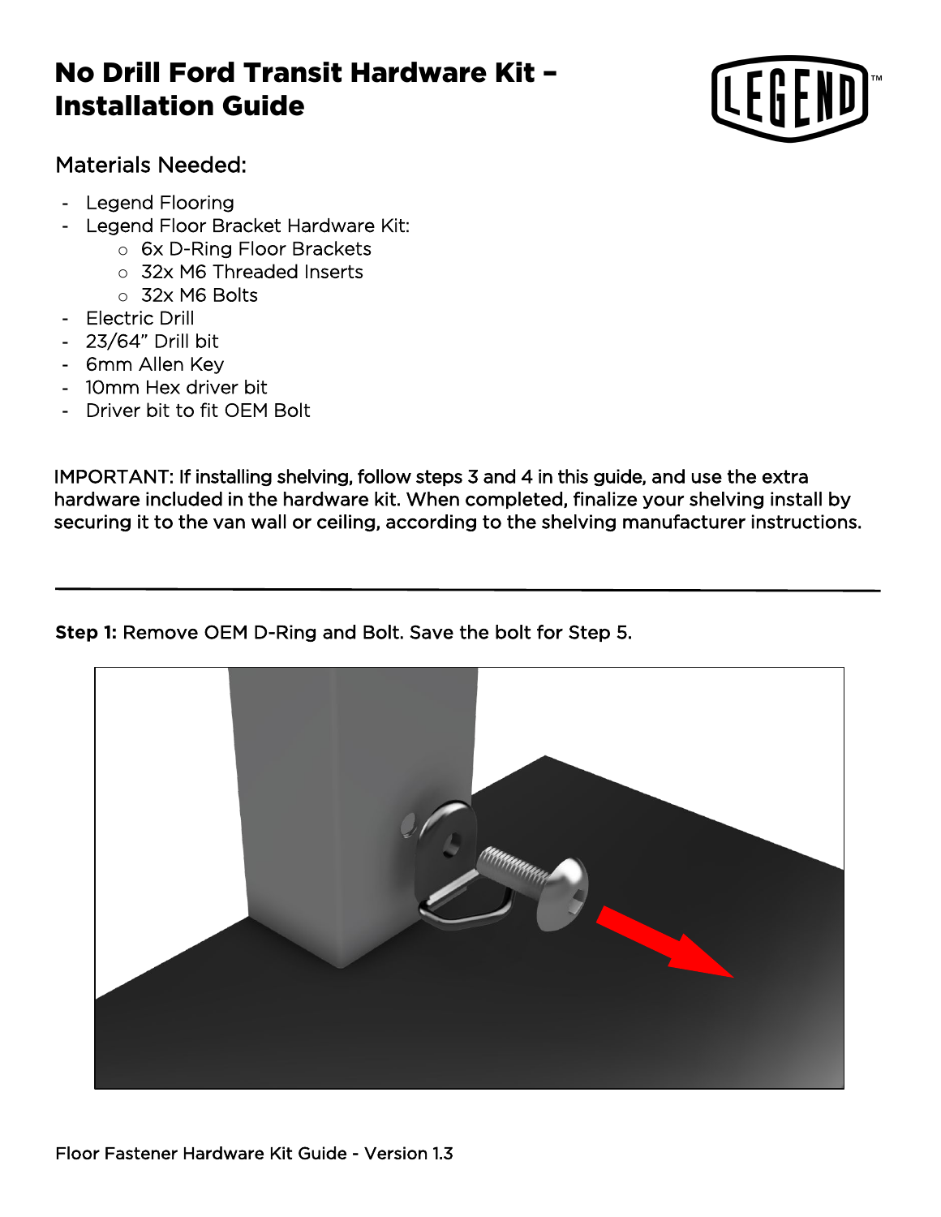# No Drill Ford Transit Hardware Kit – Installation Guide

## Materials Needed:

- Legend Flooring
- Legend Floor Bracket Hardware Kit:
  - 6x D-Ring Floor Brackets
  - 32x M6 Threaded Inserts
  - 32x M6 Bolts
- Electric Drill
- 23/64" Drill bit
- 6mm Allen Key
- 10mm Hex driver bit
- Driver bit to fit OEM Bolt

IMPORTANT: If installing shelving, follow steps 3 and 4 in this guide, and use the extra hardware included in the hardware kit. When completed, finalize your shelving install by securing it to the van wall or ceiling, according to the shelving manufacturer instructions.

---

**Step 1:** Remove OEM D-Ring and Bolt. Save the bolt for Step 5.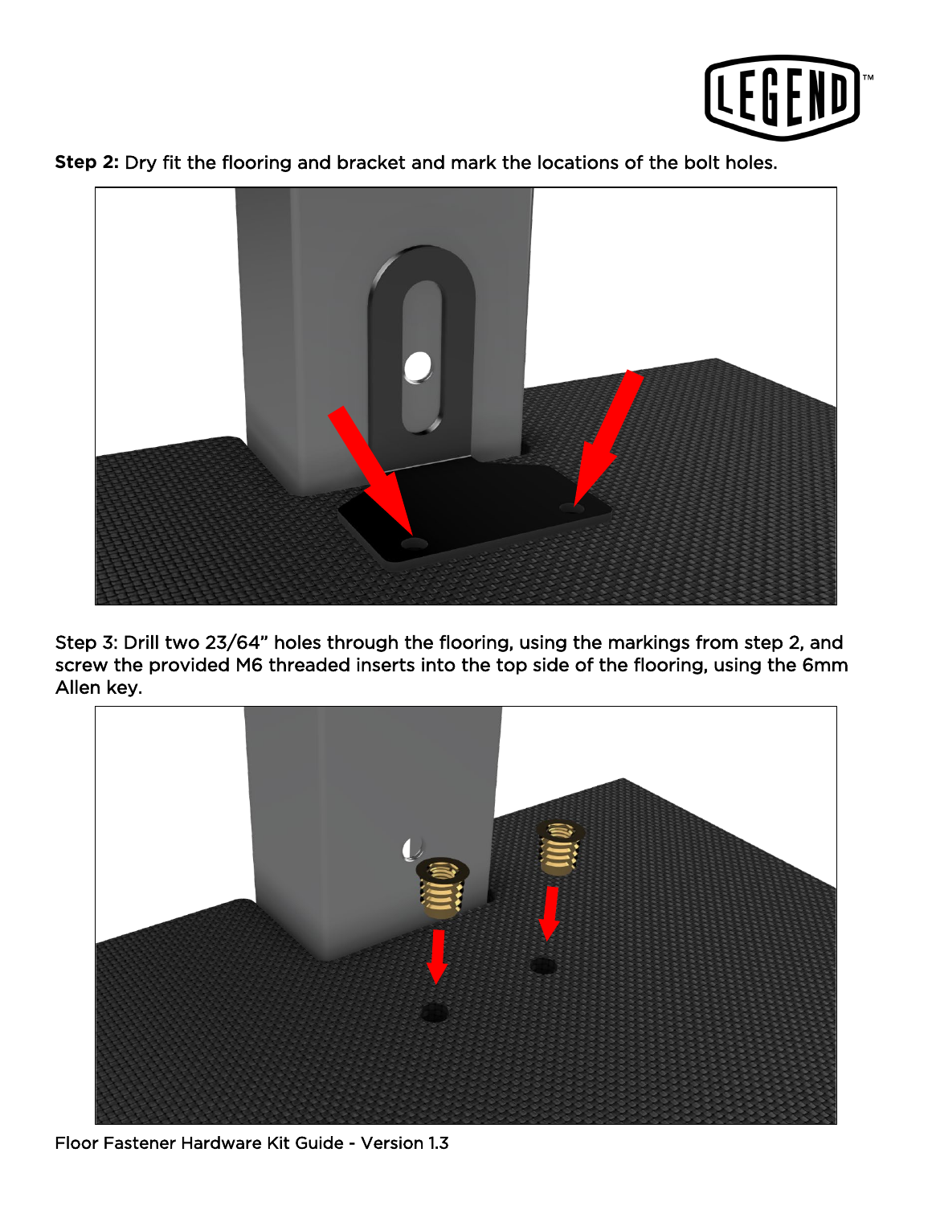**Step 2:** Dry fit the flooring and bracket and mark the locations of the bolt holes.

Step 3: Drill two 23/64" holes through the flooring, using the markings from step 2, and screw the provided M6 threaded inserts into the top side of the flooring, using the 6mm Allen key.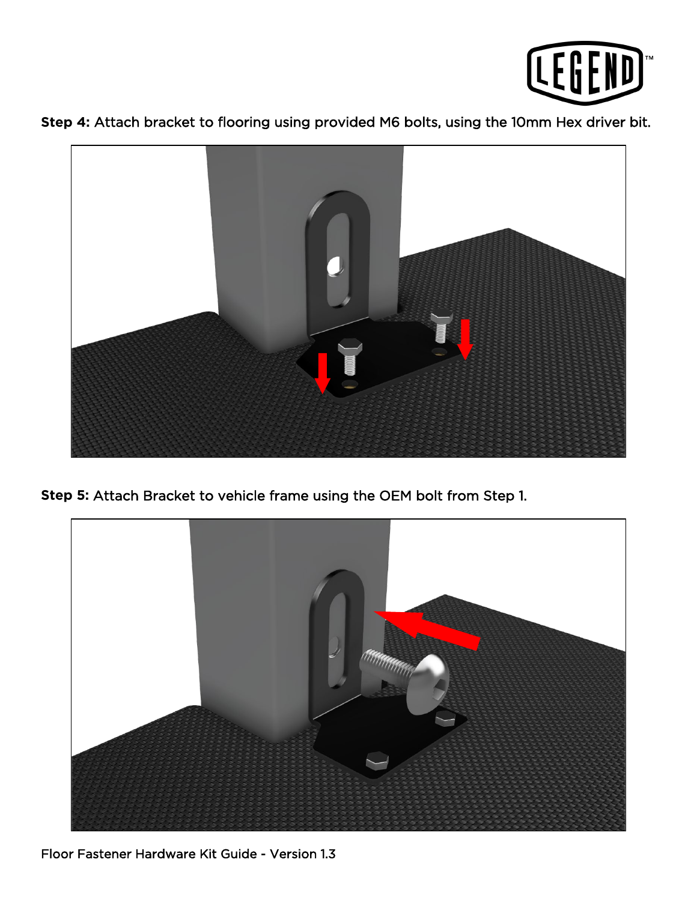**Step 4:** Attach bracket to flooring using provided M6 bolts, using the 10mm Hex driver bit.

**Step 5:** Attach Bracket to vehicle frame using the OEM bolt from Step 1.